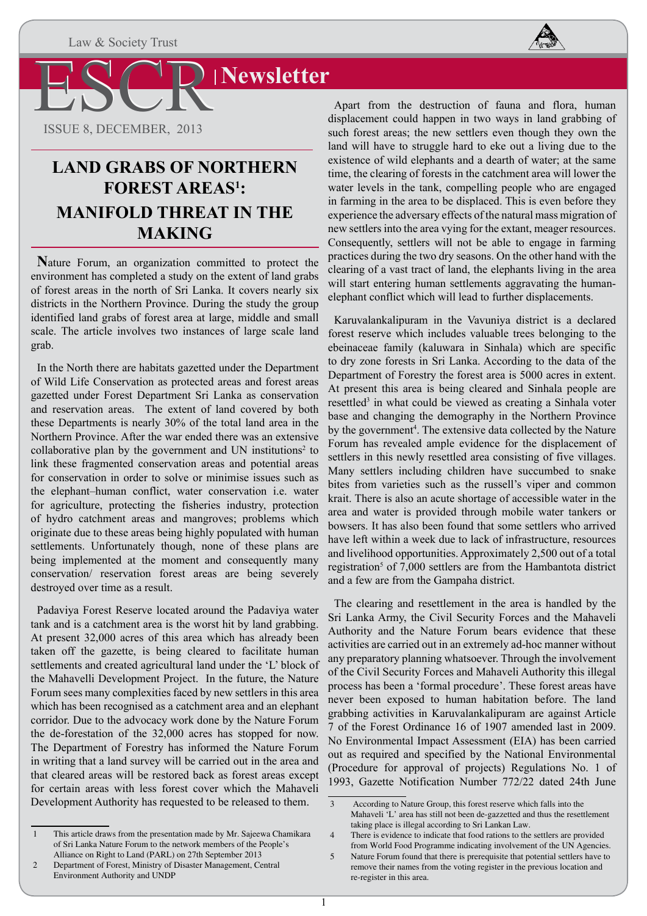Law & Society Trust

# ESCR | Newsletter

ISSUE 8, DECEMBER, 2013

## LAND GRABS OF NORTHERN FOREST AREAS[1]: MANIFOLD THREAT IN THE MAKING

**N**ature Forum, an organization committed to protect the environment has completed a study on the extent of land grabs of forest areas in the north of Sri Lanka. It covers nearly six districts in the Northern Province. During the study the group identified land grabs of forest area at large, middle and small scale. The article involves two instances of large scale land grab.

In the North there are habitats gazetted under the Department of Wild Life Conservation as protected areas and forest areas gazetted under Forest Department Sri Lanka as conservation and reservation areas. The extent of land covered by both these Departments is nearly 30% of the total land area in the Northern Province. After the war ended there was an extensive collaborative plan by the government and UN institutions[2] to link these fragmented conservation areas and potential areas for conservation in order to solve or minimise issues such as the elephant–human conflict, water conservation i.e. water for agriculture, protecting the fisheries industry, protection of hydro catchment areas and mangroves; problems which originate due to these areas being highly populated with human settlements. Unfortunately though, none of these plans are being implemented at the moment and consequently many conservation/ reservation forest areas are being severely destroyed over time as a result.

Padaviya Forest Reserve located around the Padaviya water tank and is a catchment area is the worst hit by land grabbing. At present 32,000 acres of this area which has already been taken off the gazette, is being cleared to facilitate human settlements and created agricultural land under the 'L' block of the Mahavelli Development Project. In the future, the Nature Forum sees many complexities faced by new settlers in this area which has been recognised as a catchment area and an elephant corridor. Due to the advocacy work done by the Nature Forum the de-forestation of the 32,000 acres has stopped for now. The Department of Forestry has informed the Nature Forum in writing that a land survey will be carried out in the area and that cleared areas will be restored back as forest areas except for certain areas with less forest cover which the Mahaveli Development Authority has requested to be released to them.

Apart from the destruction of fauna and flora, human displacement could happen in two ways in land grabbing of such forest areas; the new settlers even though they own the land will have to struggle hard to eke out a living due to the existence of wild elephants and a dearth of water; at the same time, the clearing of forests in the catchment area will lower the water levels in the tank, compelling people who are engaged in farming in the area to be displaced. This is even before they experience the adversary effects of the natural mass migration of new settlers into the area vying for the extant, meager resources. Consequently, settlers will not be able to engage in farming practices during the two dry seasons. On the other hand with the clearing of a vast tract of land, the elephants living in the area will start entering human settlements aggravating the human-elephant conflict which will lead to further displacements.

Karuvalankalipuram in the Vavuniya district is a declared forest reserve which includes valuable trees belonging to the ebeinaceae family (kaluwara in Sinhala) which are specific to dry zone forests in Sri Lanka. According to the data of the Department of Forestry the forest area is 5000 acres in extent. At present this area is being cleared and Sinhala people are resettled[3] in what could be viewed as creating a Sinhala voter base and changing the demography in the Northern Province by the government[4]. The extensive data collected by the Nature Forum has revealed ample evidence for the displacement of settlers in this newly resettled area consisting of five villages. Many settlers including children have succumbed to snake bites from varieties such as the russell's viper and common krait. There is also an acute shortage of accessible water in the area and water is provided through mobile water tankers or bowsers. It has also been found that some settlers who arrived have left within a week due to lack of infrastructure, resources and livelihood opportunities. Approximately 2,500 out of a total registration[5] of 7,000 settlers are from the Hambantota district and a few are from the Gampaha district.

The clearing and resettlement in the area is handled by the Sri Lanka Army, the Civil Security Forces and the Mahaveli Authority and the Nature Forum bears evidence that these activities are carried out in an extremely ad-hoc manner without any preparatory planning whatsoever. Through the involvement of the Civil Security Forces and Mahaveli Authority this illegal process has been a 'formal procedure'. These forest areas have never been exposed to human habitation before. The land grabbing activities in Karuvalankalipuram are against Article 7 of the Forest Ordinance 16 of 1907 amended last in 2009. No Environmental Impact Assessment (EIA) has been carried out as required and specified by the National Environmental (Procedure for approval of projects) Regulations No. 1 of 1993, Gazette Notification Number 772/22 dated 24th June

---

1 This article draws from the presentation made by Mr. Sajeewa Chamikara of Sri Lanka Nature Forum to the network members of the People's Alliance on Right to Land (PARL) on 27th September 2013

2 Department of Forest, Ministry of Disaster Management, Central Environment Authority and UNDP

3 According to Nature Group, this forest reserve which falls into the Mahaveli 'L' area has still not been de-gazzetted and thus the resettlement taking place is illegal according to Sri Lankan Law.

4 There is evidence to indicate that food rations to the settlers are provided from World Food Programme indicating involvement of the UN Agencies.

5 Nature Forum found that there is prerequisite that potential settlers have to remove their names from the voting register in the previous location and re-register in this area.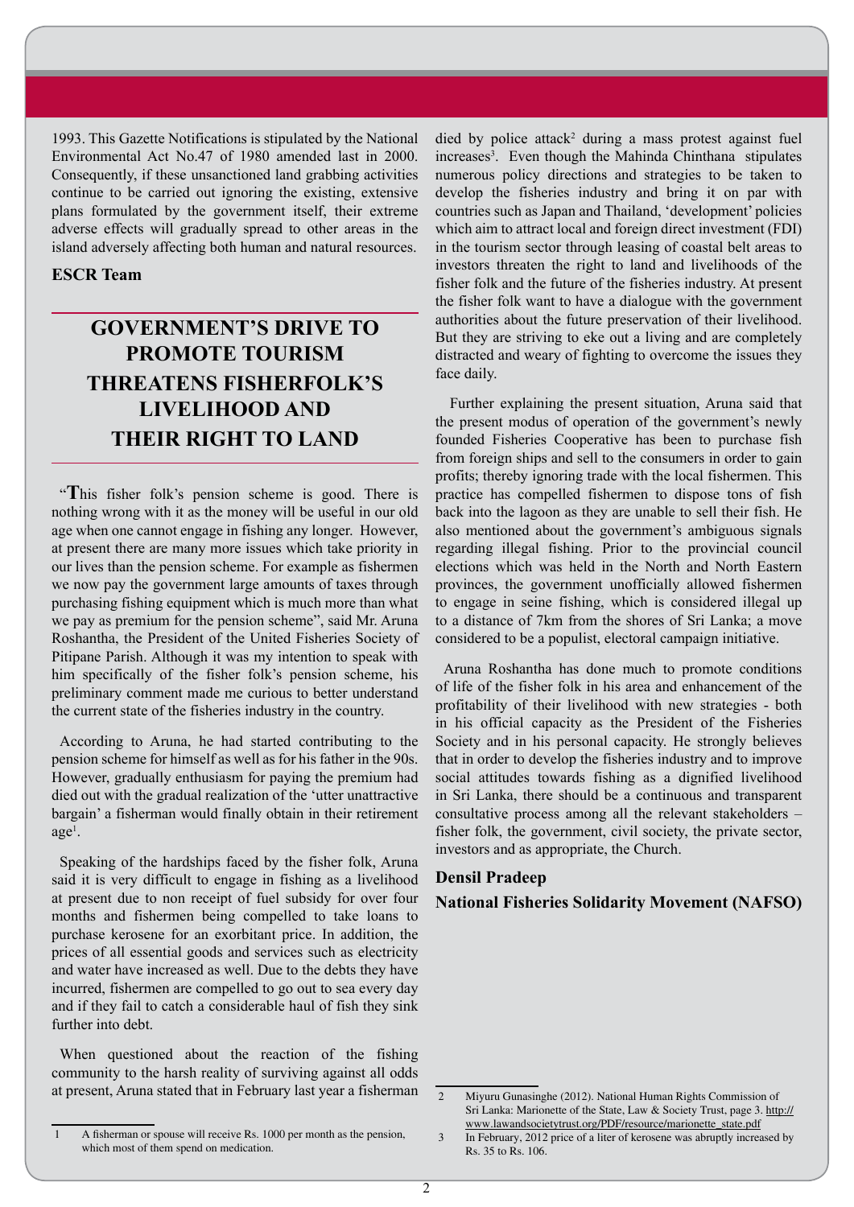1993. This Gazette Notifications is stipulated by the National Environmental Act No.47 of 1980 amended last in 2000. Consequently, if these unsanctioned land grabbing activities continue to be carried out ignoring the existing, extensive plans formulated by the government itself, their extreme adverse effects will gradually spread to other areas in the island adversely affecting both human and natural resources.

**ESCR Team**

## GOVERNMENT'S DRIVE TO PROMOTE TOURISM THREATENS FISHERFOLK'S LIVELIHOOD AND THEIR RIGHT TO LAND

"**T**his fisher folk's pension scheme is good. There is nothing wrong with it as the money will be useful in our old age when one cannot engage in fishing any longer. However, at present there are many more issues which take priority in our lives than the pension scheme. For example as fishermen we now pay the government large amounts of taxes through purchasing fishing equipment which is much more than what we pay as premium for the pension scheme", said Mr. Aruna Roshantha, the President of the United Fisheries Society of Pitipane Parish. Although it was my intention to speak with him specifically of the fisher folk's pension scheme, his preliminary comment made me curious to better understand the current state of the fisheries industry in the country.

According to Aruna, he had started contributing to the pension scheme for himself as well as for his father in the 90s. However, gradually enthusiasm for paying the premium had died out with the gradual realization of the 'utter unattractive bargain' a fisherman would finally obtain in their retirement age[1].

Speaking of the hardships faced by the fisher folk, Aruna said it is very difficult to engage in fishing as a livelihood at present due to non receipt of fuel subsidy for over four months and fishermen being compelled to take loans to purchase kerosene for an exorbitant price. In addition, the prices of all essential goods and services such as electricity and water have increased as well. Due to the debts they have incurred, fishermen are compelled to go out to sea every day and if they fail to catch a considerable haul of fish they sink further into debt.

When questioned about the reaction of the fishing community to the harsh reality of surviving against all odds at present, Aruna stated that in February last year a fisherman died by police attack[2] during a mass protest against fuel increases[3]. Even though the Mahinda Chinthana stipulates numerous policy directions and strategies to be taken to develop the fisheries industry and bring it on par with countries such as Japan and Thailand, 'development' policies which aim to attract local and foreign direct investment (FDI) in the tourism sector through leasing of coastal belt areas to investors threaten the right to land and livelihoods of the fisher folk and the future of the fisheries industry. At present the fisher folk want to have a dialogue with the government authorities about the future preservation of their livelihood. But they are striving to eke out a living and are completely distracted and weary of fighting to overcome the issues they face daily.

Further explaining the present situation, Aruna said that the present modus of operation of the government's newly founded Fisheries Cooperative has been to purchase fish from foreign ships and sell to the consumers in order to gain profits; thereby ignoring trade with the local fishermen. This practice has compelled fishermen to dispose tons of fish back into the lagoon as they are unable to sell their fish. He also mentioned about the government's ambiguous signals regarding illegal fishing. Prior to the provincial council elections which was held in the North and North Eastern provinces, the government unofficially allowed fishermen to engage in seine fishing, which is considered illegal up to a distance of 7km from the shores of Sri Lanka; a move considered to be a populist, electoral campaign initiative.

Aruna Roshantha has done much to promote conditions of life of the fisher folk in his area and enhancement of the profitability of their livelihood with new strategies - both in his official capacity as the President of the Fisheries Society and in his personal capacity. He strongly believes that in order to develop the fisheries industry and to improve social attitudes towards fishing as a dignified livelihood in Sri Lanka, there should be a continuous and transparent consultative process among all the relevant stakeholders – fisher folk, the government, civil society, the private sector, investors and as appropriate, the Church.

**Densil Pradeep**

**National Fisheries Solidarity Movement (NAFSO)**

---

1 A fisherman or spouse will receive Rs. 1000 per month as the pension, which most of them spend on medication.

2 Miyuru Gunasinghe (2012). National Human Rights Commission of Sri Lanka: Marionette of the State, Law & Society Trust, page 3. http://www.lawandsocietytrust.org/PDF/resource/marionette_state.pdf

3 In February, 2012 price of a liter of kerosene was abruptly increased by Rs. 35 to Rs. 106.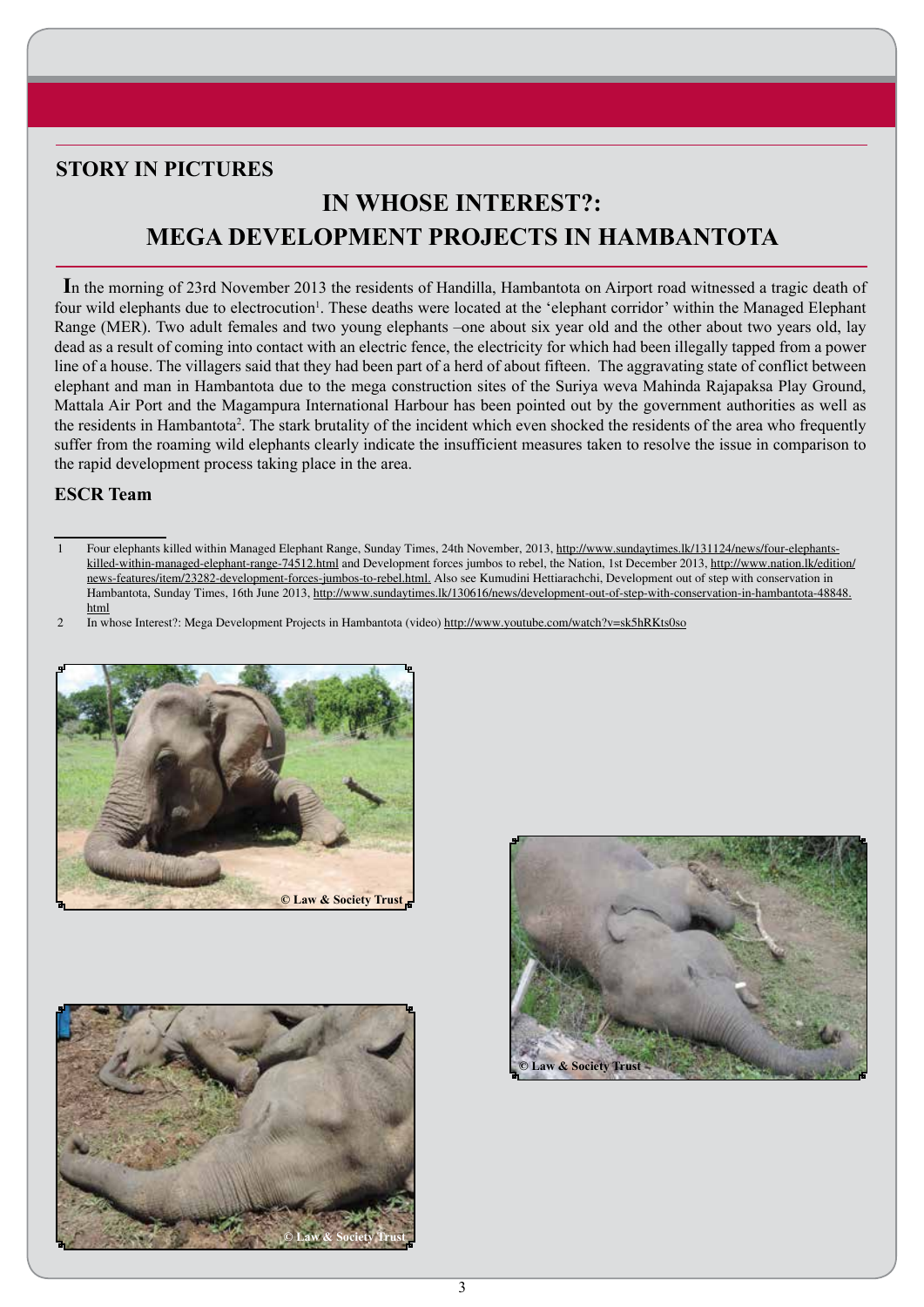## STORY IN PICTURES

# IN WHOSE INTEREST?: MEGA DEVELOPMENT PROJECTS IN HAMBANTOTA

In the morning of 23rd November 2013 the residents of Handilla, Hambantota on Airport road witnessed a tragic death of four wild elephants due to electrocution[1]. These deaths were located at the 'elephant corridor' within the Managed Elephant Range (MER). Two adult females and two young elephants –one about six year old and the other about two years old, lay dead as a result of coming into contact with an electric fence, the electricity for which had been illegally tapped from a power line of a house. The villagers said that they had been part of a herd of about fifteen. The aggravating state of conflict between elephant and man in Hambantota due to the mega construction sites of the Suriya weva Mahinda Rajapaksa Play Ground, Mattala Air Port and the Magampura International Harbour has been pointed out by the government authorities as well as the residents in Hambantota[2]. The stark brutality of the incident which even shocked the residents of the area who frequently suffer from the roaming wild elephants clearly indicate the insufficient measures taken to resolve the issue in comparison to the rapid development process taking place in the area.

**ESCR Team**

---

1 Four elephants killed within Managed Elephant Range, Sunday Times, 24th November, 2013, http://www.sundaytimes.lk/131124/news/four-elephants-killed-within-managed-elephant-range-74512.html and Development forces jumbos to rebel, the Nation, 1st December 2013, http://www.nation.lk/edition/news-features/item/23282-development-forces-jumbos-to-rebel.html. Also see Kumudini Hettiarachchi, Development out of step with conservation in Hambantota, Sunday Times, 16th June 2013, http://www.sundaytimes.lk/130616/news/development-out-of-step-with-conservation-in-hambantota-48848.html

2 In whose Interest?: Mega Development Projects in Hambantota (video) http://www.youtube.com/watch?v=sk5hRKts0so

© Law & Society Trust

© Law & Society Trust

© Law & Society Trust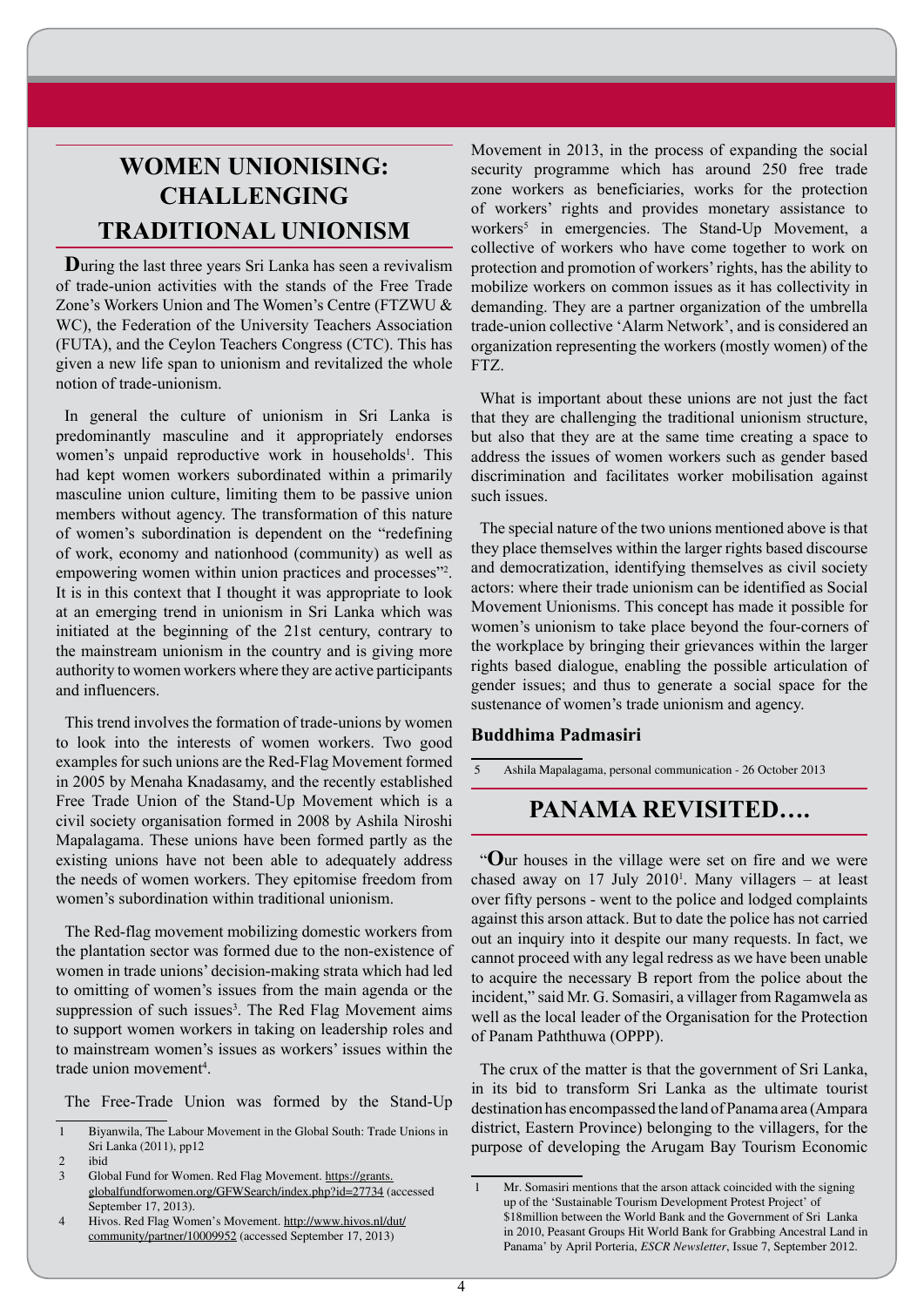## WOMEN UNIONISING: CHALLENGING TRADITIONAL UNIONISM

**D**uring the last three years Sri Lanka has seen a revivalism of trade-union activities with the stands of the Free Trade Zone's Workers Union and The Women's Centre (FTZWU & WC), the Federation of the University Teachers Association (FUTA), and the Ceylon Teachers Congress (CTC). This has given a new life span to unionism and revitalized the whole notion of trade-unionism.

In general the culture of unionism in Sri Lanka is predominantly masculine and it appropriately endorses women's unpaid reproductive work in households[1]. This had kept women workers subordinated within a primarily masculine union culture, limiting them to be passive union members without agency. The transformation of this nature of women's subordination is dependent on the "redefining of work, economy and nationhood (community) as well as empowering women within union practices and processes"[2]. It is in this context that I thought it was appropriate to look at an emerging trend in unionism in Sri Lanka which was initiated at the beginning of the 21st century, contrary to the mainstream unionism in the country and is giving more authority to women workers where they are active participants and influencers.

This trend involves the formation of trade-unions by women to look into the interests of women workers. Two good examples for such unions are the Red-Flag Movement formed in 2005 by Menaha Knadasamy, and the recently established Free Trade Union of the Stand-Up Movement which is a civil society organisation formed in 2008 by Ashila Niroshi Mapalagama. These unions have been formed partly as the existing unions have not been able to adequately address the needs of women workers. They epitomise freedom from women's subordination within traditional unionism.

The Red-flag movement mobilizing domestic workers from the plantation sector was formed due to the non-existence of women in trade unions' decision-making strata which had led to omitting of women's issues from the main agenda or the suppression of such issues[3]. The Red Flag Movement aims to support women workers in taking on leadership roles and to mainstream women's issues as workers' issues within the trade union movement[4].

The Free-Trade Union was formed by the Stand-Up Movement in 2013, in the process of expanding the social security programme which has around 250 free trade zone workers as beneficiaries, works for the protection of workers' rights and provides monetary assistance to workers[5] in emergencies. The Stand-Up Movement, a collective of workers who have come together to work on protection and promotion of workers' rights, has the ability to mobilize workers on common issues as it has collectivity in demanding. They are a partner organization of the umbrella trade-union collective 'Alarm Network', and is considered an organization representing the workers (mostly women) of the FTZ.

What is important about these unions are not just the fact that they are challenging the traditional unionism structure, but also that they are at the same time creating a space to address the issues of women workers such as gender based discrimination and facilitates worker mobilisation against such issues.

The special nature of the two unions mentioned above is that they place themselves within the larger rights based discourse and democratization, identifying themselves as civil society actors: where their trade unionism can be identified as Social Movement Unionisms. This concept has made it possible for women's unionism to take place beyond the four-corners of the workplace by bringing their grievances within the larger rights based dialogue, enabling the possible articulation of gender issues; and thus to generate a social space for the sustenance of women's trade unionism and agency.

**Buddhima Padmasiri**

1 Biyanwila, The Labour Movement in the Global South: Trade Unions in Sri Lanka (2011), pp12

2 ibid

3 Global Fund for Women. Red Flag Movement. https://grants.globalfundforwomen.org/GFWSearch/index.php?id=27734 (accessed September 17, 2013).

4 Hivos. Red Flag Women's Movement. http://www.hivos.nl/dut/community/partner/10009952 (accessed September 17, 2013)

5 Ashila Mapalagama, personal communication - 26 October 2013

## PANAMA REVISITED….

"**O**ur houses in the village were set on fire and we were chased away on 17 July 2010[1]. Many villagers – at least over fifty persons - went to the police and lodged complaints against this arson attack. But to date the police has not carried out an inquiry into it despite our many requests. In fact, we cannot proceed with any legal redress as we have been unable to acquire the necessary B report from the police about the incident," said Mr. G. Somasiri, a villager from Ragamwela as well as the local leader of the Organisation for the Protection of Panam Paththuwa (OPPP).

The crux of the matter is that the government of Sri Lanka, in its bid to transform Sri Lanka as the ultimate tourist destination has encompassed the land of Panama area (Ampara district, Eastern Province) belonging to the villagers, for the purpose of developing the Arugam Bay Tourism Economic

1 Mr. Somasiri mentions that the arson attack coincided with the signing up of the 'Sustainable Tourism Development Protest Project' of \$18million between the World Bank and the Government of Sri Lanka in 2010, Peasant Groups Hit World Bank for Grabbing Ancestral Land in Panama' by April Porteria, *ESCR Newsletter*, Issue 7, September 2012.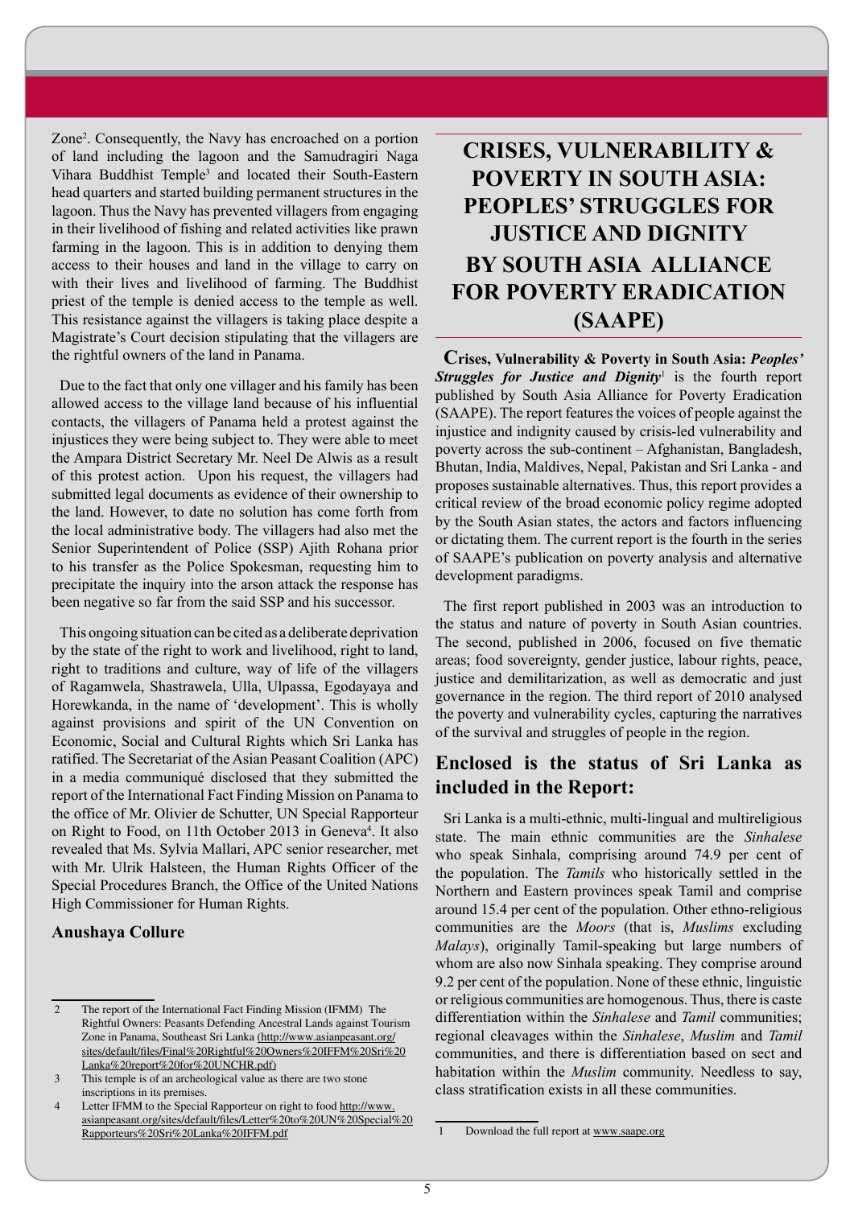Zone[2]. Consequently, the Navy has encroached on a portion of land including the lagoon and the Samudragiri Naga Vihara Buddhist Temple[3] and located their South-Eastern head quarters and started building permanent structures in the lagoon. Thus the Navy has prevented villagers from engaging in their livelihood of fishing and related activities like prawn farming in the lagoon. This is in addition to denying them access to their houses and land in the village to carry on with their lives and livelihood of farming. The Buddhist priest of the temple is denied access to the temple as well. This resistance against the villagers is taking place despite a Magistrate's Court decision stipulating that the villagers are the rightful owners of the land in Panama.

Due to the fact that only one villager and his family has been allowed access to the village land because of his influential contacts, the villagers of Panama held a protest against the injustices they were being subject to. They were able to meet the Ampara District Secretary Mr. Neel De Alwis as a result of this protest action. Upon his request, the villagers had submitted legal documents as evidence of their ownership to the land. However, to date no solution has come forth from the local administrative body. The villagers had also met the Senior Superintendent of Police (SSP) Ajith Rohana prior to his transfer as the Police Spokesman, requesting him to precipitate the inquiry into the arson attack the response has been negative so far from the said SSP and his successor.

This ongoing situation can be cited as a deliberate deprivation by the state of the right to work and livelihood, right to land, right to traditions and culture, way of life of the villagers of Ragamwela, Shastrawela, Ulla, Ulpassa, Egodayaya and Horewkanda, in the name of 'development'. This is wholly against provisions and spirit of the UN Convention on Economic, Social and Cultural Rights which Sri Lanka has ratified. The Secretariat of the Asian Peasant Coalition (APC) in a media communiqué disclosed that they submitted the report of the International Fact Finding Mission on Panama to the office of Mr. Olivier de Schutter, UN Special Rapporteur on Right to Food, on 11th October 2013 in Geneva[4]. It also revealed that Ms. Sylvia Mallari, APC senior researcher, met with Mr. Ulrik Halsteen, the Human Rights Officer of the Special Procedures Branch, the Office of the United Nations High Commissioner for Human Rights.

**Anushaya Collure**

2 The report of the International Fact Finding Mission (IFMM) The Rightful Owners: Peasants Defending Ancestral Lands against Tourism Zone in Panama, Southeast Sri Lanka (http://www.asianpeasant.org/sites/default/files/Final%20Rightful%20Owners%20IFFM%20Sri%20Lanka%20report%20for%20UNCHR.pdf)

3 This temple is of an archeological value as there are two stone inscriptions in its premises.

4 Letter IFMM to the Special Rapporteur on right to food http://www.asianpeasant.org/sites/default/files/Letter%20to%20UN%20Special%20Rapporteurs%20Sri%20Lanka%20IFFM.pdf

# CRISES, VULNERABILITY & POVERTY IN SOUTH ASIA: PEOPLES' STRUGGLES FOR JUSTICE AND DIGNITY BY SOUTH ASIA ALLIANCE FOR POVERTY ERADICATION (SAAPE)

**Crises, Vulnerability & Poverty in South Asia:** ***Peoples' Struggles for Justice and Dignity***[1] is the fourth report published by South Asia Alliance for Poverty Eradication (SAAPE). The report features the voices of people against the injustice and indignity caused by crisis-led vulnerability and poverty across the sub-continent – Afghanistan, Bangladesh, Bhutan, India, Maldives, Nepal, Pakistan and Sri Lanka - and proposes sustainable alternatives. Thus, this report provides a critical review of the broad economic policy regime adopted by the South Asian states, the actors and factors influencing or dictating them. The current report is the fourth in the series of SAAPE's publication on poverty analysis and alternative development paradigms.

The first report published in 2003 was an introduction to the status and nature of poverty in South Asian countries. The second, published in 2006, focused on five thematic areas; food sovereignty, gender justice, labour rights, peace, justice and demilitarization, as well as democratic and just governance in the region. The third report of 2010 analysed the poverty and vulnerability cycles, capturing the narratives of the survival and struggles of people in the region.

## Enclosed is the status of Sri Lanka as included in the Report:

Sri Lanka is a multi-ethnic, multi-lingual and multireligious state. The main ethnic communities are the *Sinhalese* who speak Sinhala, comprising around 74.9 per cent of the population. The *Tamils* who historically settled in the Northern and Eastern provinces speak Tamil and comprise around 15.4 per cent of the population. Other ethno-religious communities are the *Moors* (that is, *Muslims* excluding *Malays*), originally Tamil-speaking but large numbers of whom are also now Sinhala speaking. They comprise around 9.2 per cent of the population. None of these ethnic, linguistic or religious communities are homogenous. Thus, there is caste differentiation within the *Sinhalese* and *Tamil* communities; regional cleavages within the *Sinhalese*, *Muslim* and *Tamil* communities, and there is differentiation based on sect and habitation within the *Muslim* community. Needless to say, class stratification exists in all these communities.

1 Download the full report at www.saape.org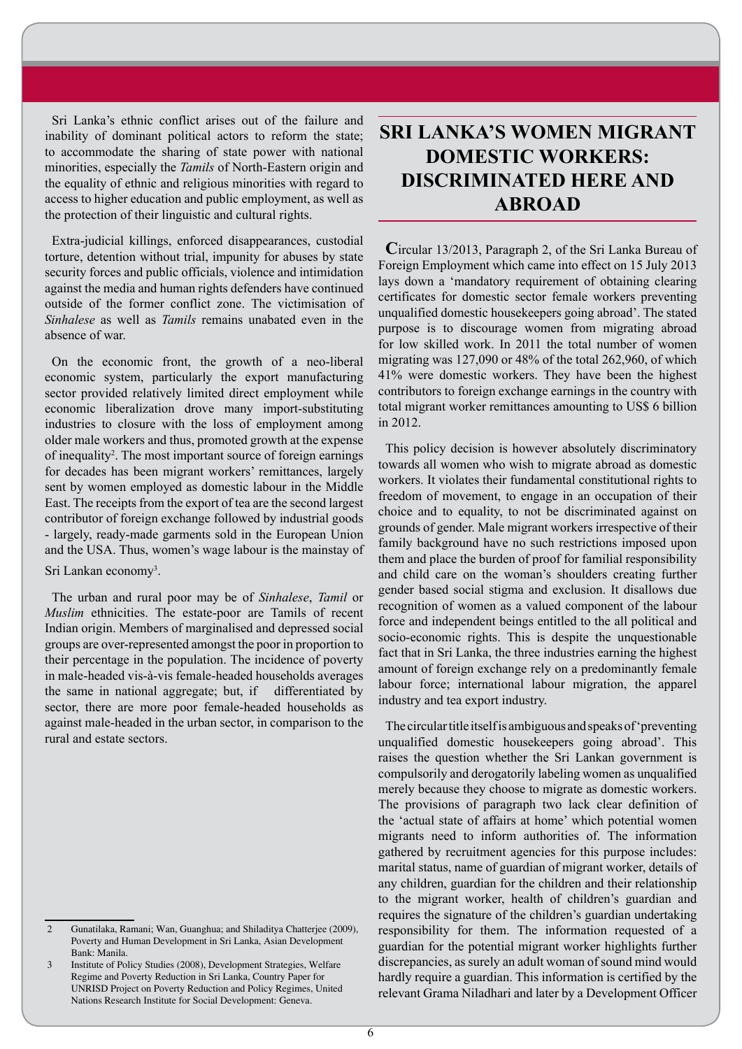Sri Lanka's ethnic conflict arises out of the failure and inability of dominant political actors to reform the state; to accommodate the sharing of state power with national minorities, especially the *Tamils* of North-Eastern origin and the equality of ethnic and religious minorities with regard to access to higher education and public employment, as well as the protection of their linguistic and cultural rights.

Extra-judicial killings, enforced disappearances, custodial torture, detention without trial, impunity for abuses by state security forces and public officials, violence and intimidation against the media and human rights defenders have continued outside of the former conflict zone. The victimisation of *Sinhalese* as well as *Tamils* remains unabated even in the absence of war.

On the economic front, the growth of a neo-liberal economic system, particularly the export manufacturing sector provided relatively limited direct employment while economic liberalization drove many import-substituting industries to closure with the loss of employment among older male workers and thus, promoted growth at the expense of inequality[2]. The most important source of foreign earnings for decades has been migrant workers' remittances, largely sent by women employed as domestic labour in the Middle East. The receipts from the export of tea are the second largest contributor of foreign exchange followed by industrial goods - largely, ready-made garments sold in the European Union and the USA. Thus, women's wage labour is the mainstay of Sri Lankan economy[3].

The urban and rural poor may be of *Sinhalese*, *Tamil* or *Muslim* ethnicities. The estate-poor are Tamils of recent Indian origin. Members of marginalised and depressed social groups are over-represented amongst the poor in proportion to their percentage in the population. The incidence of poverty in male-headed vis-à-vis female-headed households averages the same in national aggregate; but, if differentiated by sector, there are more poor female-headed households as against male-headed in the urban sector, in comparison to the rural and estate sectors.

2 Gunatilaka, Ramani; Wan, Guanghua; and Shiladitya Chatterjee (2009), Poverty and Human Development in Sri Lanka, Asian Development Bank: Manila.

3 Institute of Policy Studies (2008), Development Strategies, Welfare Regime and Poverty Reduction in Sri Lanka, Country Paper for UNRISD Project on Poverty Reduction and Policy Regimes, United Nations Research Institute for Social Development: Geneva.

# SRI LANKA'S WOMEN MIGRANT DOMESTIC WORKERS: DISCRIMINATED HERE AND ABROAD

Circular 13/2013, Paragraph 2, of the Sri Lanka Bureau of Foreign Employment which came into effect on 15 July 2013 lays down a 'mandatory requirement of obtaining clearing certificates for domestic sector female workers preventing unqualified domestic housekeepers going abroad'. The stated purpose is to discourage women from migrating abroad for low skilled work. In 2011 the total number of women migrating was 127,090 or 48% of the total 262,960, of which 41% were domestic workers. They have been the highest contributors to foreign exchange earnings in the country with total migrant worker remittances amounting to US$ 6 billion in 2012.

This policy decision is however absolutely discriminatory towards all women who wish to migrate abroad as domestic workers. It violates their fundamental constitutional rights to freedom of movement, to engage in an occupation of their choice and to equality, to not be discriminated against on grounds of gender. Male migrant workers irrespective of their family background have no such restrictions imposed upon them and place the burden of proof for familial responsibility and child care on the woman's shoulders creating further gender based social stigma and exclusion. It disallows due recognition of women as a valued component of the labour force and independent beings entitled to the all political and socio-economic rights. This is despite the unquestionable fact that in Sri Lanka, the three industries earning the highest amount of foreign exchange rely on a predominantly female labour force; international labour migration, the apparel industry and tea export industry.

The circular title itself is ambiguous and speaks of 'preventing unqualified domestic housekeepers going abroad'. This raises the question whether the Sri Lankan government is compulsorily and derogatorily labeling women as unqualified merely because they choose to migrate as domestic workers. The provisions of paragraph two lack clear definition of the 'actual state of affairs at home' which potential women migrants need to inform authorities of. The information gathered by recruitment agencies for this purpose includes: marital status, name of guardian of migrant worker, details of any children, guardian for the children and their relationship to the migrant worker, health of children's guardian and requires the signature of the children's guardian undertaking responsibility for them. The information requested of a guardian for the potential migrant worker highlights further discrepancies, as surely an adult woman of sound mind would hardly require a guardian. This information is certified by the relevant Grama Niladhari and later by a Development Officer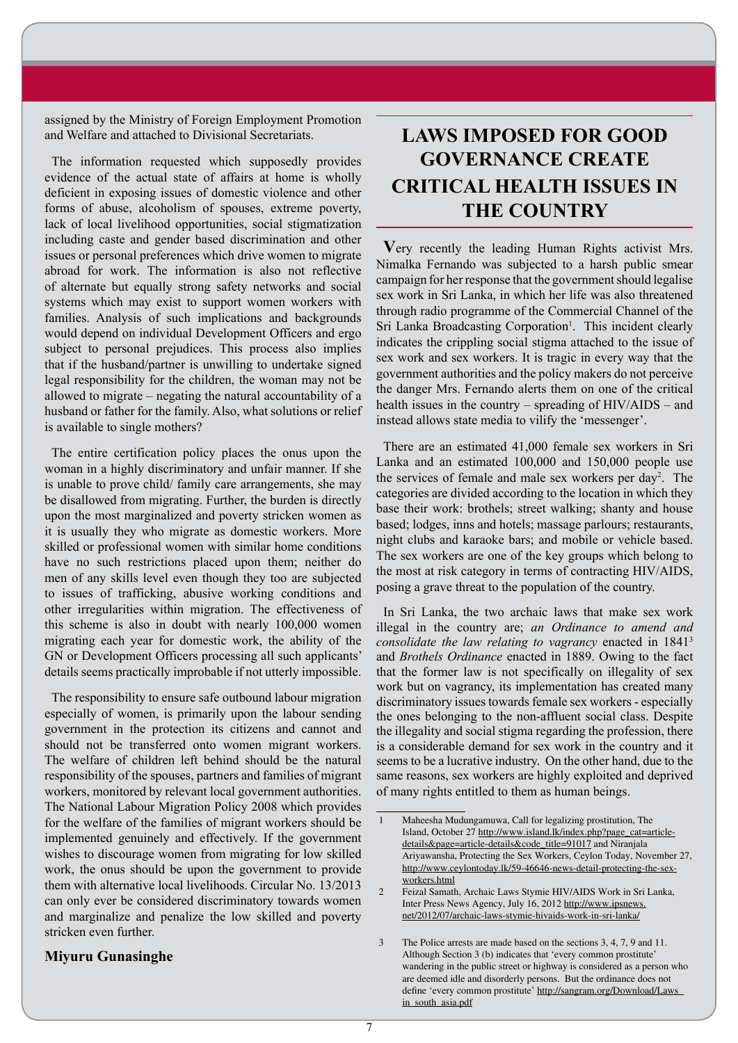assigned by the Ministry of Foreign Employment Promotion and Welfare and attached to Divisional Secretariats.

The information requested which supposedly provides evidence of the actual state of affairs at home is wholly deficient in exposing issues of domestic violence and other forms of abuse, alcoholism of spouses, extreme poverty, lack of local livelihood opportunities, social stigmatization including caste and gender based discrimination and other issues or personal preferences which drive women to migrate abroad for work. The information is also not reflective of alternate but equally strong safety networks and social systems which may exist to support women workers with families. Analysis of such implications and backgrounds would depend on individual Development Officers and ergo subject to personal prejudices. This process also implies that if the husband/partner is unwilling to undertake signed legal responsibility for the children, the woman may not be allowed to migrate – negating the natural accountability of a husband or father for the family. Also, what solutions or relief is available to single mothers?

The entire certification policy places the onus upon the woman in a highly discriminatory and unfair manner. If she is unable to prove child/ family care arrangements, she may be disallowed from migrating. Further, the burden is directly upon the most marginalized and poverty stricken women as it is usually they who migrate as domestic workers. More skilled or professional women with similar home conditions have no such restrictions placed upon them; neither do men of any skills level even though they too are subjected to issues of trafficking, abusive working conditions and other irregularities within migration. The effectiveness of this scheme is also in doubt with nearly 100,000 women migrating each year for domestic work, the ability of the GN or Development Officers processing all such applicants' details seems practically improbable if not utterly impossible.

The responsibility to ensure safe outbound labour migration especially of women, is primarily upon the labour sending government in the protection its citizens and cannot and should not be transferred onto women migrant workers. The welfare of children left behind should be the natural responsibility of the spouses, partners and families of migrant workers, monitored by relevant local government authorities. The National Labour Migration Policy 2008 which provides for the welfare of the families of migrant workers should be implemented genuinely and effectively. If the government wishes to discourage women from migrating for low skilled work, the onus should be upon the government to provide them with alternative local livelihoods. Circular No. 13/2013 can only ever be considered discriminatory towards women and marginalize and penalize the low skilled and poverty stricken even further.

**Miyuru Gunasinghe**

# LAWS IMPOSED FOR GOOD GOVERNANCE CREATE CRITICAL HEALTH ISSUES IN THE COUNTRY

Very recently the leading Human Rights activist Mrs. Nimalka Fernando was subjected to a harsh public smear campaign for her response that the government should legalise sex work in Sri Lanka, in which her life was also threatened through radio programme of the Commercial Channel of the Sri Lanka Broadcasting Corporation[1]. This incident clearly indicates the crippling social stigma attached to the issue of sex work and sex workers. It is tragic in every way that the government authorities and the policy makers do not perceive the danger Mrs. Fernando alerts them on one of the critical health issues in the country – spreading of HIV/AIDS – and instead allows state media to vilify the 'messenger'.

There are an estimated 41,000 female sex workers in Sri Lanka and an estimated 100,000 and 150,000 people use the services of female and male sex workers per day[2]. The categories are divided according to the location in which they base their work: brothels; street walking; shanty and house based; lodges, inns and hotels; massage parlours; restaurants, night clubs and karaoke bars; and mobile or vehicle based. The sex workers are one of the key groups which belong to the most at risk category in terms of contracting HIV/AIDS, posing a grave threat to the population of the country.

In Sri Lanka, the two archaic laws that make sex work illegal in the country are; *an Ordinance to amend and consolidate the law relating to vagrancy* enacted in 1841[3] and *Brothels Ordinance* enacted in 1889. Owing to the fact that the former law is not specifically on illegality of sex work but on vagrancy, its implementation has created many discriminatory issues towards female sex workers - especially the ones belonging to the non-affluent social class. Despite the illegality and social stigma regarding the profession, there is a considerable demand for sex work in the country and it seems to be a lucrative industry. On the other hand, due to the same reasons, sex workers are highly exploited and deprived of many rights entitled to them as human beings.

---

1 Maheesha Mudungamuwa, Call for legalizing prostitution, The Island, October 27 http://www.island.lk/index.php?page_cat=article-details&page=article-details&code_title=91017 and Niranjala Ariyawansha, Protecting the Sex Workers, Ceylon Today, November 27, http://www.ceylontoday.lk/59-46646-news-detail-protecting-the-sex-workers.html

2 Feizal Samath, Archaic Laws Stymie HIV/AIDS Work in Sri Lanka, Inter Press News Agency, July 16, 2012 http://www.ipsnews.net/2012/07/archaic-laws-stymie-hivaids-work-in-sri-lanka/

3 The Police arrests are made based on the sections 3, 4, 7, 9 and 11. Although Section 3 (b) indicates that 'every common prostitute' wandering in the public street or highway is considered as a person who are deemed idle and disorderly persons. But the ordinance does not define 'every common prostitute' http://sangram.org/Download/Laws_in_south_asia.pdf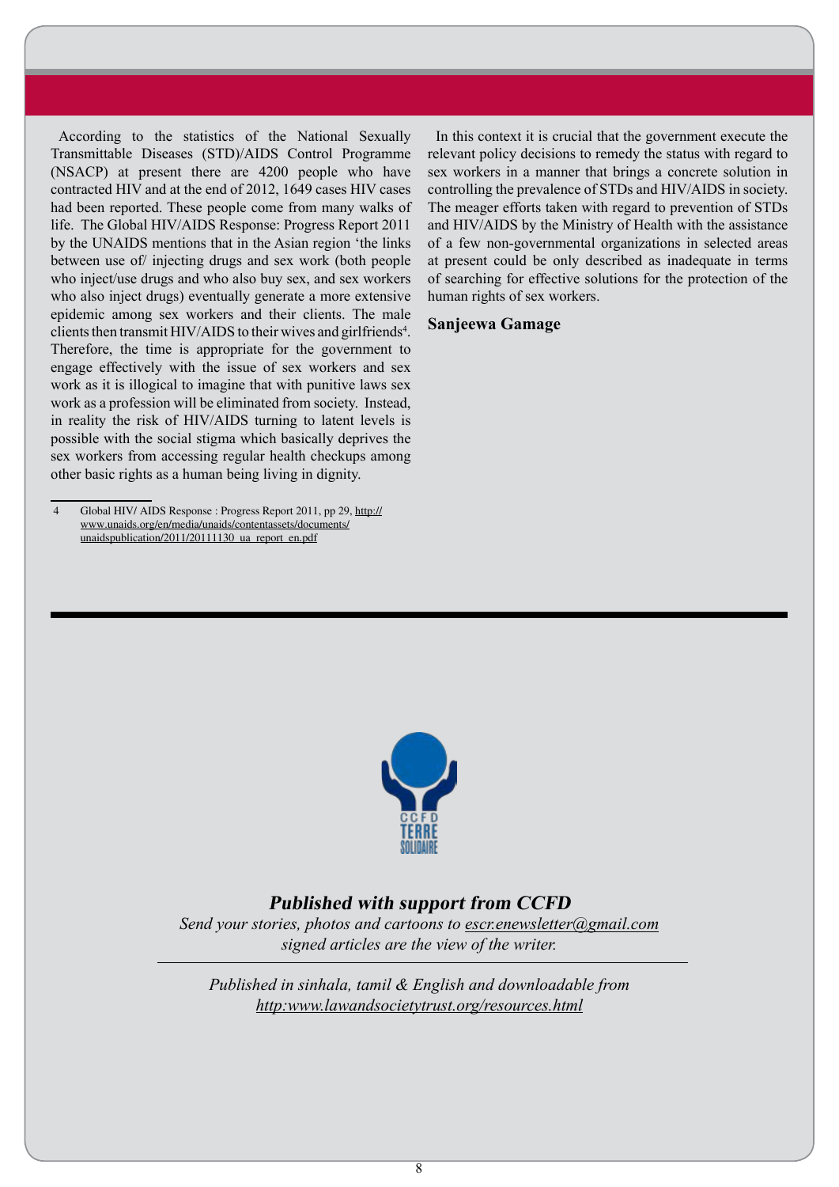According to the statistics of the National Sexually Transmittable Diseases (STD)/AIDS Control Programme (NSACP) at present there are 4200 people who have contracted HIV and at the end of 2012, 1649 cases HIV cases had been reported. These people come from many walks of life. The Global HIV/AIDS Response: Progress Report 2011 by the UNAIDS mentions that in the Asian region 'the links between use of/ injecting drugs and sex work (both people who inject/use drugs and who also buy sex, and sex workers who also inject drugs) eventually generate a more extensive epidemic among sex workers and their clients. The male clients then transmit HIV/AIDS to their wives and girlfriends[4]. Therefore, the time is appropriate for the government to engage effectively with the issue of sex workers and sex work as it is illogical to imagine that with punitive laws sex work as a profession will be eliminated from society. Instead, in reality the risk of HIV/AIDS turning to latent levels is possible with the social stigma which basically deprives the sex workers from accessing regular health checkups among other basic rights as a human being living in dignity.

In this context it is crucial that the government execute the relevant policy decisions to remedy the status with regard to sex workers in a manner that brings a concrete solution in controlling the prevalence of STDs and HIV/AIDS in society. The meager efforts taken with regard to prevention of STDs and HIV/AIDS by the Ministry of Health with the assistance of a few non-governmental organizations in selected areas at present could be only described as inadequate in terms of searching for effective solutions for the protection of the human rights of sex workers.

**Sanjeewa Gamage**

[4] Global HIV/ AIDS Response : Progress Report 2011, pp 29, http://www.unaids.org/en/media/unaids/contentassets/documents/unaidspublication/2011/20111130_ua_report_en.pdf

---

CCFD TERRE SOLIDAIRE

***Published with support from CCFD***

*Send your stories, photos and cartoons to escr.enewsletter@gmail.com*
*signed articles are the view of the writer.*

*Published in sinhala, tamil & English and downloadable from*
*http:www.lawandsocietytrust.org/resources.html*